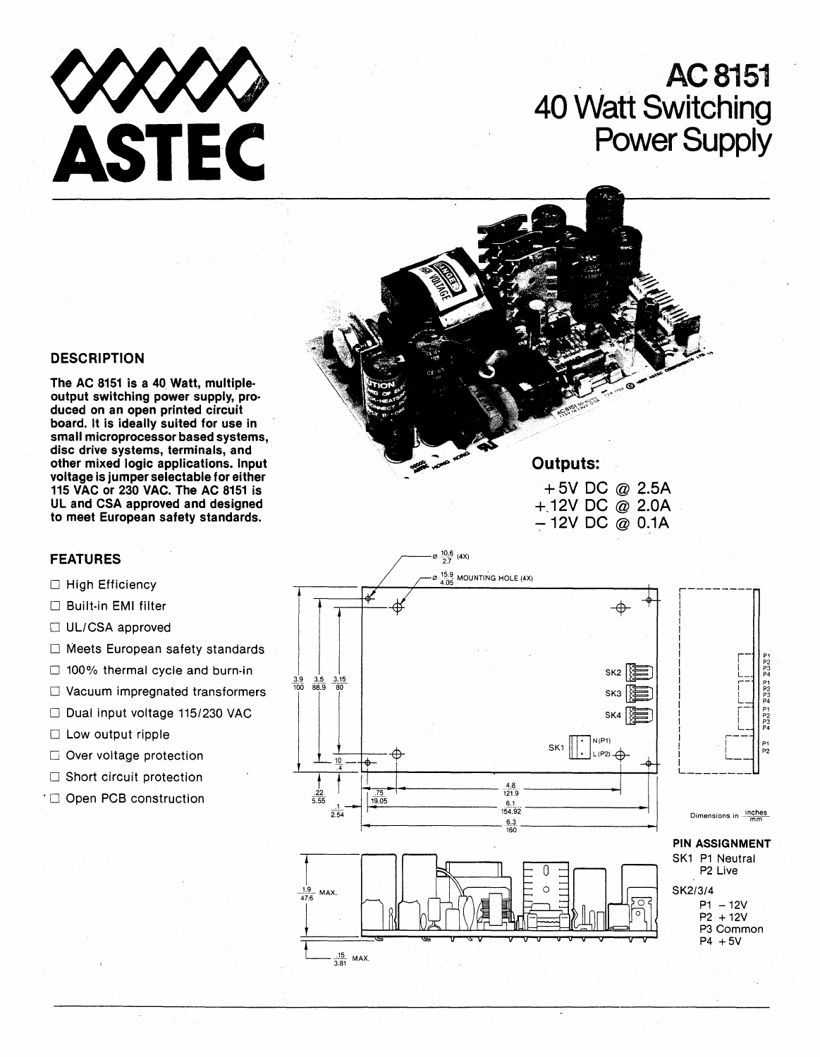# ASTEC

# AC 8151 40 Watt Switching Power Supply

## DESCRIPTION

**The AC 8151 is a 40 Watt, multiple-output switching power supply, produced on an open printed circuit board. It is ideally suited for use in small microprocessor based systems, disc drive systems, terminals, and other mixed logic applications. Input voltage is jumper selectable for either 115 VAC or 230 VAC. The AC 8151 is UL and CSA approved and designed to meet European safety standards.**

## Outputs:

+5V DC @ 2.5A
+12V DC @ 2.0A
−12V DC @ 0.1A

## FEATURES

- ☐ High Efficiency
- ☐ Built-in EMI filter
- ☐ UL/CSA approved
- ☐ Meets European safety standards
- ☐ 100% thermal cycle and burn-in
- ☐ Vacuum impregnated transformers
- ☐ Dual input voltage 115/230 VAC
- ☐ Low output ripple
- ☐ Over voltage protection
- ☐ Short circuit protection
- ☐ Open PCB construction

Ø 10.6/2.7 (4X)

Ø 15.9/4.05 MOUNTING HOLE (4X)

3.9/100 — 3.5/88.9 — 3.15/80 — .10/4 — .22/5.55 — .75/19.05 — .1/2.54 — 4.8/121.9 — 6.1/154.92 — 6.3/160

SK1 N(P1) L(P2), SK2, SK3, SK4

1.9/47.6 MAX. — .15/3.81 MAX.

Dimensions in inches/mm

## PIN ASSIGNMENT

SK1 P1 Neutral
P2 Live

SK2/3/4
P1 −12V
P2 +12V
P3 Common
P4 +5V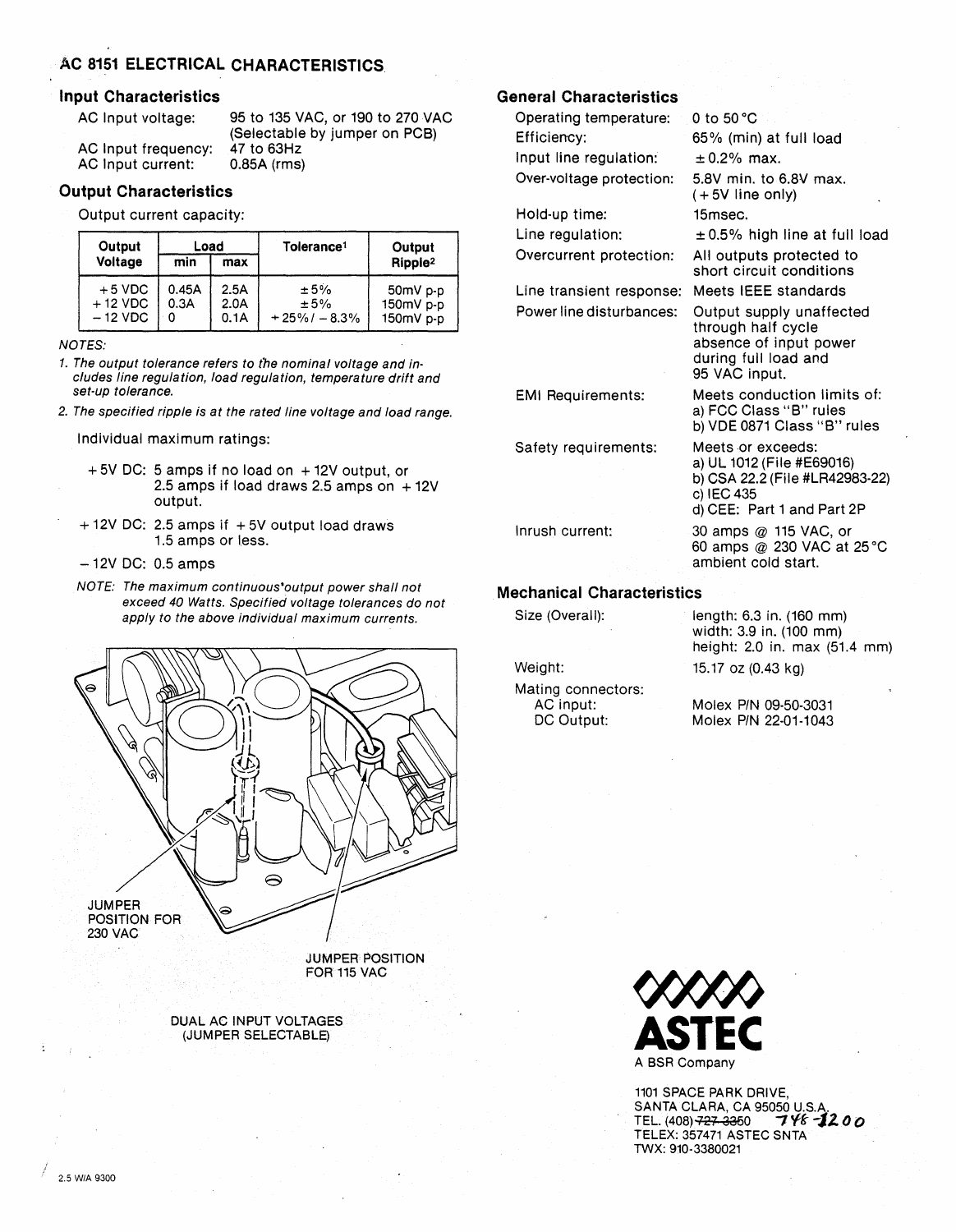# AC 8151 ELECTRICAL CHARACTERISTICS

## Input Characteristics

| | |
|---|---|
| AC Input voltage: | 95 to 135 VAC, or 190 to 270 VAC (Selectable by jumper on PCB) |
| AC Input frequency: | 47 to 63Hz |
| AC Input current: | 0.85A (rms) |

## Output Characteristics

Output current capacity:

| Output Voltage | Load | | Tolerance[1] | Output Ripple[2] |
|---|---|---|---|---|
| | min | max | | |
| +5 VDC | 0.45A | 2.5A | ±5% | 50mV p-p |
| +12 VDC | 0.3A | 2.0A | ±5% | 150mV p-p |
| −12 VDC | 0 | 0.1A | +25%/−8.3% | 150mV p-p |

*NOTES:*

1. *The output tolerance refers to the nominal voltage and includes line regulation, load regulation, temperature drift and set-up tolerance.*
2. *The specified ripple is at the rated line voltage and load range.*

Individual maximum ratings:

- +5V DC: 5 amps if no load on +12V output, or 2.5 amps if load draws 2.5 amps on +12V output.
- +12V DC: 2.5 amps if +5V output load draws 1.5 amps or less.
- −12V DC: 0.5 amps

*NOTE: The maximum continuous output power shall not exceed 40 Watts. Specified voltage tolerances do not apply to the above individual maximum currents.*

JUMPER POSITION FOR 230 VAC

JUMPER POSITION FOR 115 VAC

DUAL AC INPUT VOLTAGES (JUMPER SELECTABLE)

## General Characteristics

| | |
|---|---|
| Operating temperature: | 0 to 50 °C |
| Efficiency: | 65% (min) at full load |
| Input line regulation: | ±0.2% max. |
| Over-voltage protection: | 5.8V min. to 6.8V max. (+5V line only) |
| Hold-up time: | 15msec. |
| Line regulation: | ±0.5% high line at full load |
| Overcurrent protection: | All outputs protected to short circuit conditions |
| Line transient response: | Meets IEEE standards |
| Power line disturbances: | Output supply unaffected through half cycle absence of input power during full load and 95 VAC input. |
| EMI Requirements: | Meets conduction limits of: a) FCC Class "B" rules b) VDE 0871 Class "B" rules |
| Safety requirements: | Meets or exceeds: a) UL 1012 (File #E69016) b) CSA 22.2 (File #LR42983-22) c) IEC 435 d) CEE: Part 1 and Part 2P |
| Inrush current: | 30 amps @ 115 VAC, or 60 amps @ 230 VAC at 25 °C ambient cold start. |

## Mechanical Characteristics

| | |
|---|---|
| Size (Overall): | length: 6.3 in. (160 mm) width: 3.9 in. (100 mm) height: 2.0 in. max (51.4 mm) |
| Weight: | 15.17 oz (0.43 kg) |
| Mating connectors: | |
| AC input: | Molex P/N 09-50-3031 |
| DC Output: | Molex P/N 22-01-1043 |

**ASTEC**

A BSR Company

1101 SPACE PARK DRIVE,
SANTA CLARA, CA 95050 U.S.A.
TEL. (408) ~~727-3350~~ 748-1200
TELEX: 357471 ASTEC SNTA
TWX: 910-3380021

2.5 W/A 9300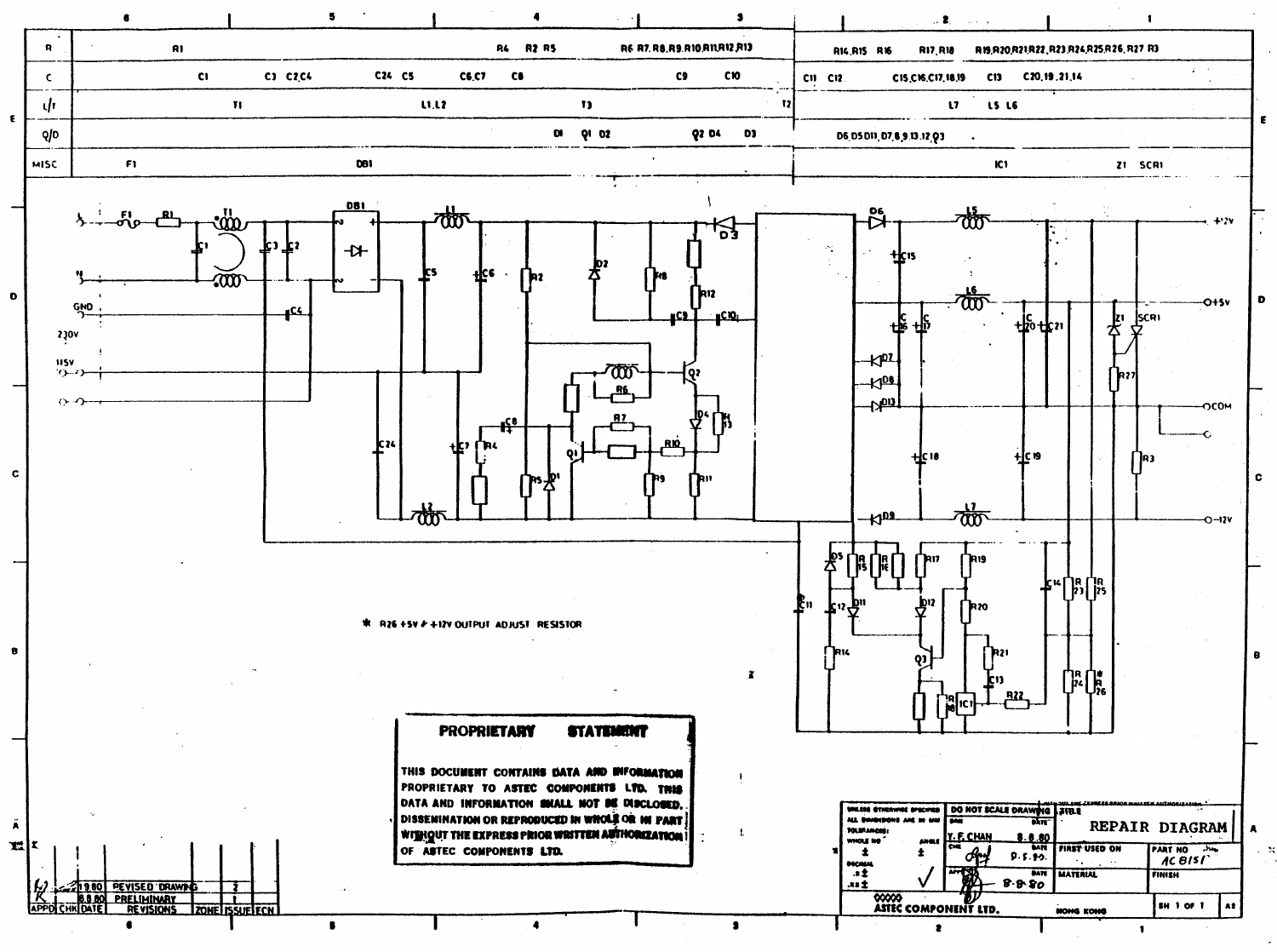| | | | | | | | | | |
|---|---|---|---|---|---|---|---|---|---|
| R | R1 | R4 R2 R5 | R6 R7, R8, R9, R10, R11, R12, R13 | | R14, R15 R16 | R17, R18 | R19, R20, R21, R22, R23, R24, R25, R26, R27 R3 | | |
| C | C1 | C3 C2, C4 | C24 C5 | C6, C7 C8 | C9 C10 | C11 C12 | C15, C16, C17, 18, 19 | C13 | C20, 19, 21, 14 |
| L/T | T1 | L1, L2 | T3 | T2 | L7 | L5 L6 | | | |
| Q/D | D1 Q1 D2 | Q2 D4 | D3 | D6, D5 D11, D7, 8, 9, 13, 12, Q3 | | | | | |
| MISC | F1 | DB1 | IC1 | Z1 SCR1 | | | | | |

\* R26 +5V & +12V OUTPUT ADJUST RESISTOR

**PROPRIETARY STATEMENT**

THIS DOCUMENT CONTAINS DATA AND INFORMATION PROPRIETARY TO ASTEC COMPONENTS LTD. THIS DATA AND INFORMATION SHALL NOT BE DISCLOSED, DISSEMINATION OR REPRODUCED IN WHOLE OR IN PART WITHOUT THE EXPRESS PRIOR WRITTEN AUTHORIZATION OF ASTEC COMPONENTS LTD.

| APPD | CHK | DATE | REVISIONS | ZONE | ISSUE | ECN |
|---|---|---|---|---|---|---|
| | | 19.8.80 | REVISED DRAWING | | 2 | |
| | | 8.8.80 | PRELIMINARY | | 1 | |

DO NOT SCALE DRAWING

DRN: Y. F. CHAN 8.8.80
CHK: 9.8.80
APPD: 8.8.80

TITLE: REPAIR DIAGRAM

PART NO: AC 8151

ASTEC COMPONENT LTD. HONG KONG

SH 1 OF 1